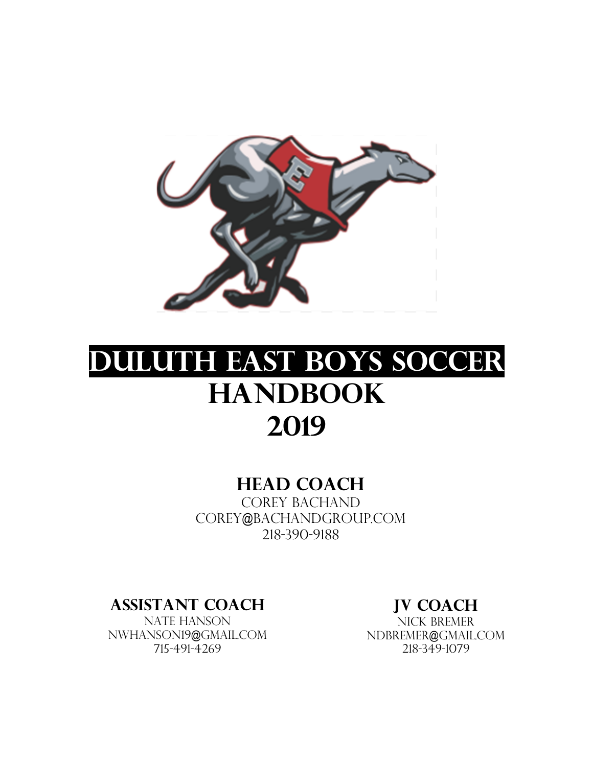# DULUTH EAST BOYS SOCCER HANDBOOK 2019

## HEAD COACH

COREY BACHAND
COREY@BACHANDGROUP.COM
218-390-9188

## ASSISTANT COACH

NATE HANSON
NWHANSON19@GMAIL.COM
715-491-4269

## JV COACH

NICK BREMER
NDBREMER@GMAIL.COM
218-349-1079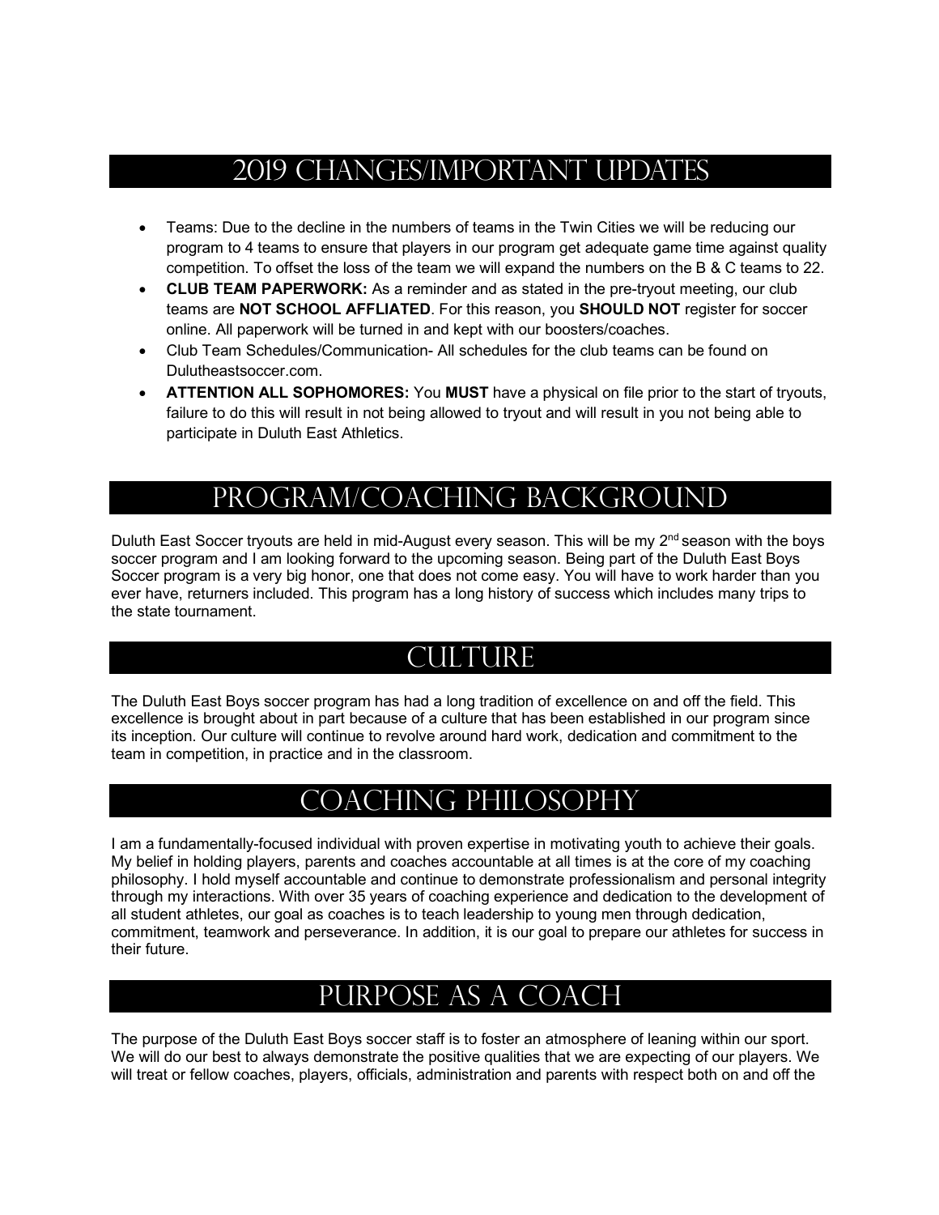## 2019 Changes/Important Updates

- Teams: Due to the decline in the numbers of teams in the Twin Cities we will be reducing our program to 4 teams to ensure that players in our program get adequate game time against quality competition. To offset the loss of the team we will expand the numbers on the B & C teams to 22.
- **CLUB TEAM PAPERWORK:** As a reminder and as stated in the pre-tryout meeting, our club teams are **NOT SCHOOL AFFLIATED**. For this reason, you **SHOULD NOT** register for soccer online. All paperwork will be turned in and kept with our boosters/coaches.
- Club Team Schedules/Communication- All schedules for the club teams can be found on Dulutheastsoccer.com.
- **ATTENTION ALL SOPHOMORES:** You **MUST** have a physical on file prior to the start of tryouts, failure to do this will result in not being allowed to tryout and will result in you not being able to participate in Duluth East Athletics.

## Program/Coaching Background

Duluth East Soccer tryouts are held in mid-August every season. This will be my 2nd season with the boys soccer program and I am looking forward to the upcoming season. Being part of the Duluth East Boys Soccer program is a very big honor, one that does not come easy. You will have to work harder than you ever have, returners included. This program has a long history of success which includes many trips to the state tournament.

## Culture

The Duluth East Boys soccer program has had a long tradition of excellence on and off the field. This excellence is brought about in part because of a culture that has been established in our program since its inception. Our culture will continue to revolve around hard work, dedication and commitment to the team in competition, in practice and in the classroom.

## Coaching Philosophy

I am a fundamentally-focused individual with proven expertise in motivating youth to achieve their goals. My belief in holding players, parents and coaches accountable at all times is at the core of my coaching philosophy. I hold myself accountable and continue to demonstrate professionalism and personal integrity through my interactions. With over 35 years of coaching experience and dedication to the development of all student athletes, our goal as coaches is to teach leadership to young men through dedication, commitment, teamwork and perseverance. In addition, it is our goal to prepare our athletes for success in their future.

## Purpose as a Coach

The purpose of the Duluth East Boys soccer staff is to foster an atmosphere of leaning within our sport. We will do our best to always demonstrate the positive qualities that we are expecting of our players. We will treat or fellow coaches, players, officials, administration and parents with respect both on and off the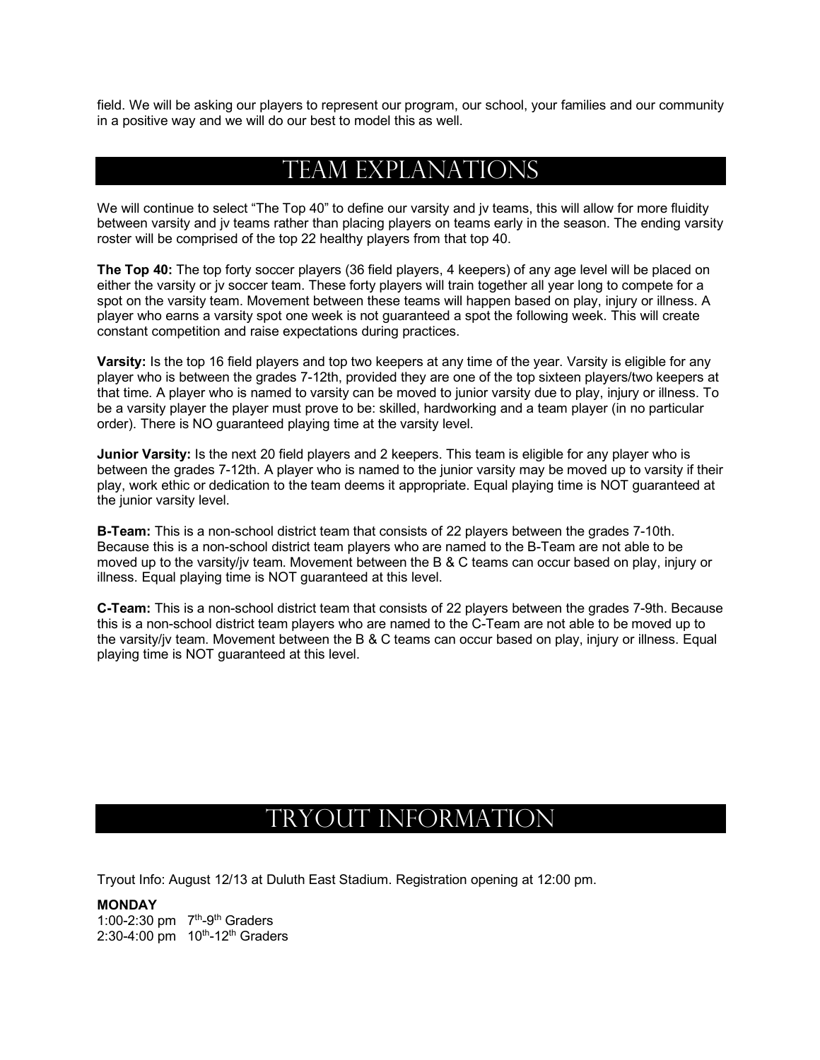field. We will be asking our players to represent our program, our school, your families and our community in a positive way and we will do our best to model this as well.

## Team Explanations

We will continue to select "The Top 40" to define our varsity and jv teams, this will allow for more fluidity between varsity and jv teams rather than placing players on teams early in the season. The ending varsity roster will be comprised of the top 22 healthy players from that top 40.

**The Top 40:** The top forty soccer players (36 field players, 4 keepers) of any age level will be placed on either the varsity or jv soccer team. These forty players will train together all year long to compete for a spot on the varsity team. Movement between these teams will happen based on play, injury or illness. A player who earns a varsity spot one week is not guaranteed a spot the following week. This will create constant competition and raise expectations during practices.

**Varsity:** Is the top 16 field players and top two keepers at any time of the year. Varsity is eligible for any player who is between the grades 7-12th, provided they are one of the top sixteen players/two keepers at that time. A player who is named to varsity can be moved to junior varsity due to play, injury or illness. To be a varsity player the player must prove to be: skilled, hardworking and a team player (in no particular order). There is NO guaranteed playing time at the varsity level.

**Junior Varsity:** Is the next 20 field players and 2 keepers. This team is eligible for any player who is between the grades 7-12th. A player who is named to the junior varsity may be moved up to varsity if their play, work ethic or dedication to the team deems it appropriate. Equal playing time is NOT guaranteed at the junior varsity level.

**B-Team:** This is a non-school district team that consists of 22 players between the grades 7-10th. Because this is a non-school district team players who are named to the B-Team are not able to be moved up to the varsity/jv team. Movement between the B & C teams can occur based on play, injury or illness. Equal playing time is NOT guaranteed at this level.

**C-Team:** This is a non-school district team that consists of 22 players between the grades 7-9th. Because this is a non-school district team players who are named to the C-Team are not able to be moved up to the varsity/jv team. Movement between the B & C teams can occur based on play, injury or illness. Equal playing time is NOT guaranteed at this level.

## Tryout Information

Tryout Info: August 12/13 at Duluth East Stadium. Registration opening at 12:00 pm.

**MONDAY**
1:00-2:30 pm 7th-9th Graders
2:30-4:00 pm 10th-12th Graders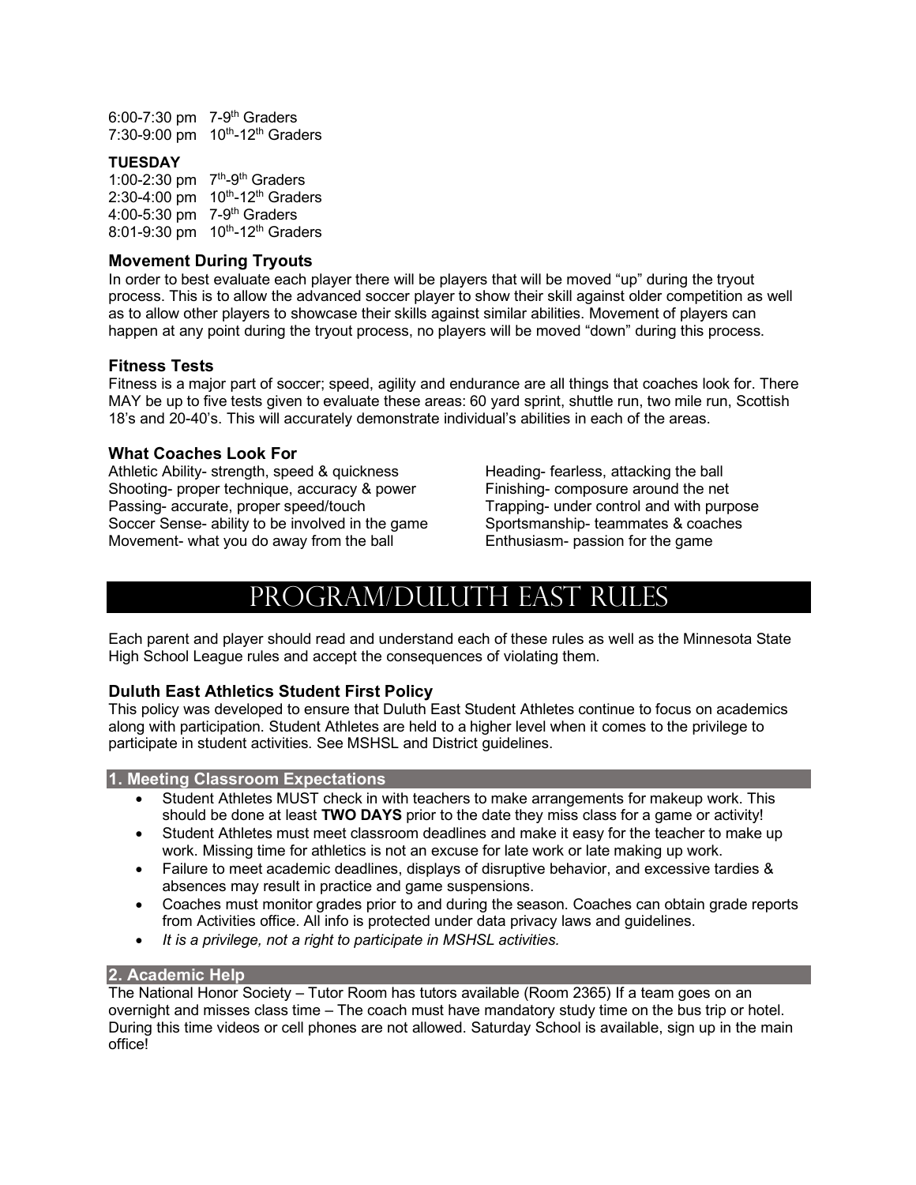6:00-7:30 pm 7-9th Graders
7:30-9:00 pm 10th-12th Graders

**TUESDAY**
1:00-2:30 pm 7th-9th Graders
2:30-4:00 pm 10th-12th Graders
4:00-5:30 pm 7-9th Graders
8:01-9:30 pm 10th-12th Graders

### Movement During Tryouts

In order to best evaluate each player there will be players that will be moved "up" during the tryout process. This is to allow the advanced soccer player to show their skill against older competition as well as to allow other players to showcase their skills against similar abilities. Movement of players can happen at any point during the tryout process, no players will be moved "down" during this process.

### Fitness Tests

Fitness is a major part of soccer; speed, agility and endurance are all things that coaches look for. There MAY be up to five tests given to evaluate these areas: 60 yard sprint, shuttle run, two mile run, Scottish 18's and 20-40's. This will accurately demonstrate individual's abilities in each of the areas.

### What Coaches Look For

Athletic Ability- strength, speed & quickness
Shooting- proper technique, accuracy & power
Passing- accurate, proper speed/touch
Soccer Sense- ability to be involved in the game
Movement- what you do away from the ball
Heading- fearless, attacking the ball
Finishing- composure around the net
Trapping- under control and with purpose
Sportsmanship- teammates & coaches
Enthusiasm- passion for the game

## Program/Duluth East Rules

Each parent and player should read and understand each of these rules as well as the Minnesota State High School League rules and accept the consequences of violating them.

### Duluth East Athletics Student First Policy

This policy was developed to ensure that Duluth East Student Athletes continue to focus on academics along with participation. Student Athletes are held to a higher level when it comes to the privilege to participate in student activities. See MSHSL and District guidelines.

#### 1. Meeting Classroom Expectations

- Student Athletes MUST check in with teachers to make arrangements for makeup work. This should be done at least **TWO DAYS** prior to the date they miss class for a game or activity!
- Student Athletes must meet classroom deadlines and make it easy for the teacher to make up work. Missing time for athletics is not an excuse for late work or late making up work.
- Failure to meet academic deadlines, displays of disruptive behavior, and excessive tardies & absences may result in practice and game suspensions.
- Coaches must monitor grades prior to and during the season. Coaches can obtain grade reports from Activities office. All info is protected under data privacy laws and guidelines.
- *It is a privilege, not a right to participate in MSHSL activities.*

#### 2. Academic Help

The National Honor Society – Tutor Room has tutors available (Room 2365) If a team goes on an overnight and misses class time – The coach must have mandatory study time on the bus trip or hotel. During this time videos or cell phones are not allowed. Saturday School is available, sign up in the main office!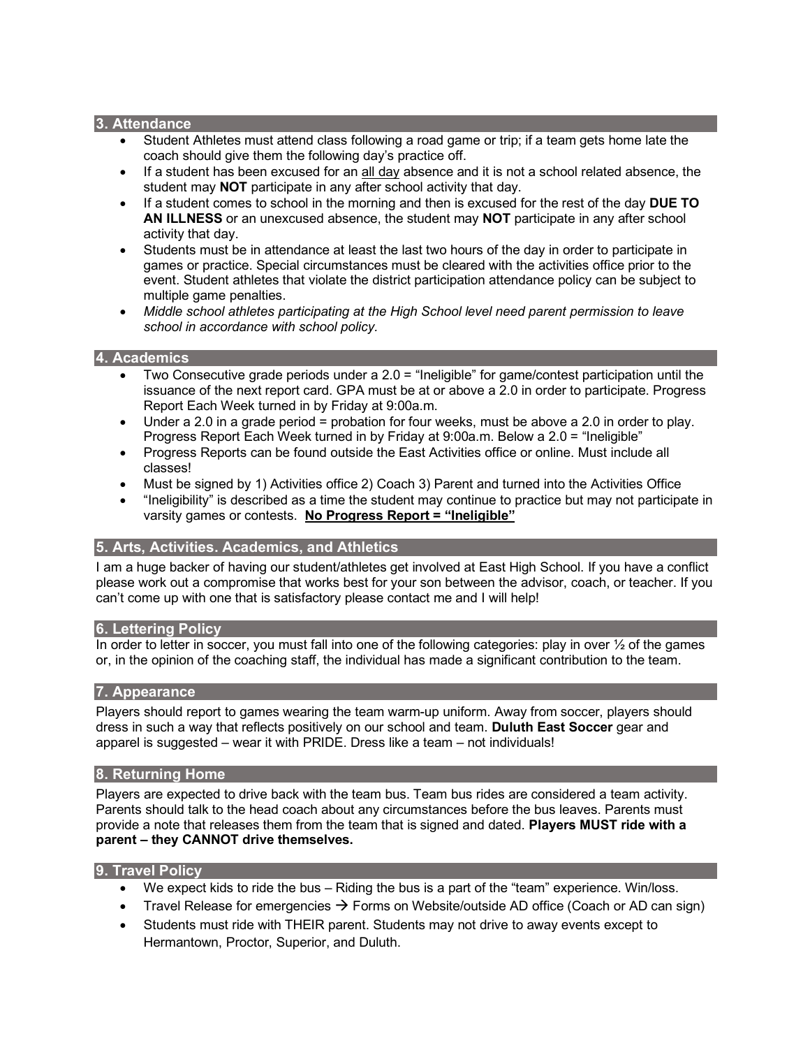## 3. Attendance

- Student Athletes must attend class following a road game or trip; if a team gets home late the coach should give them the following day's practice off.
- If a student has been excused for an all day absence and it is not a school related absence, the student may **NOT** participate in any after school activity that day.
- If a student comes to school in the morning and then is excused for the rest of the day **DUE TO AN ILLNESS** or an unexcused absence, the student may **NOT** participate in any after school activity that day.
- Students must be in attendance at least the last two hours of the day in order to participate in games or practice. Special circumstances must be cleared with the activities office prior to the event. Student athletes that violate the district participation attendance policy can be subject to multiple game penalties.
- *Middle school athletes participating at the High School level need parent permission to leave school in accordance with school policy.*

## 4. Academics

- Two Consecutive grade periods under a 2.0 = "Ineligible" for game/contest participation until the issuance of the next report card. GPA must be at or above a 2.0 in order to participate. Progress Report Each Week turned in by Friday at 9:00a.m.
- Under a 2.0 in a grade period = probation for four weeks, must be above a 2.0 in order to play. Progress Report Each Week turned in by Friday at 9:00a.m. Below a 2.0 = "Ineligible"
- Progress Reports can be found outside the East Activities office or online. Must include all classes!
- Must be signed by 1) Activities office 2) Coach 3) Parent and turned into the Activities Office
- "Ineligibility" is described as a time the student may continue to practice but may not participate in varsity games or contests. **No Progress Report = "Ineligible"**

## 5. Arts, Activities. Academics, and Athletics

I am a huge backer of having our student/athletes get involved at East High School. If you have a conflict please work out a compromise that works best for your son between the advisor, coach, or teacher. If you can't come up with one that is satisfactory please contact me and I will help!

## 6. Lettering Policy

In order to letter in soccer, you must fall into one of the following categories: play in over ½ of the games or, in the opinion of the coaching staff, the individual has made a significant contribution to the team.

## 7. Appearance

Players should report to games wearing the team warm-up uniform. Away from soccer, players should dress in such a way that reflects positively on our school and team. **Duluth East Soccer** gear and apparel is suggested – wear it with PRIDE. Dress like a team – not individuals!

## 8. Returning Home

Players are expected to drive back with the team bus. Team bus rides are considered a team activity. Parents should talk to the head coach about any circumstances before the bus leaves. Parents must provide a note that releases them from the team that is signed and dated. **Players MUST ride with a parent – they CANNOT drive themselves.**

## 9. Travel Policy

- We expect kids to ride the bus – Riding the bus is a part of the "team" experience. Win/loss.
- Travel Release for emergencies → Forms on Website/outside AD office (Coach or AD can sign)
- Students must ride with THEIR parent. Students may not drive to away events except to Hermantown, Proctor, Superior, and Duluth.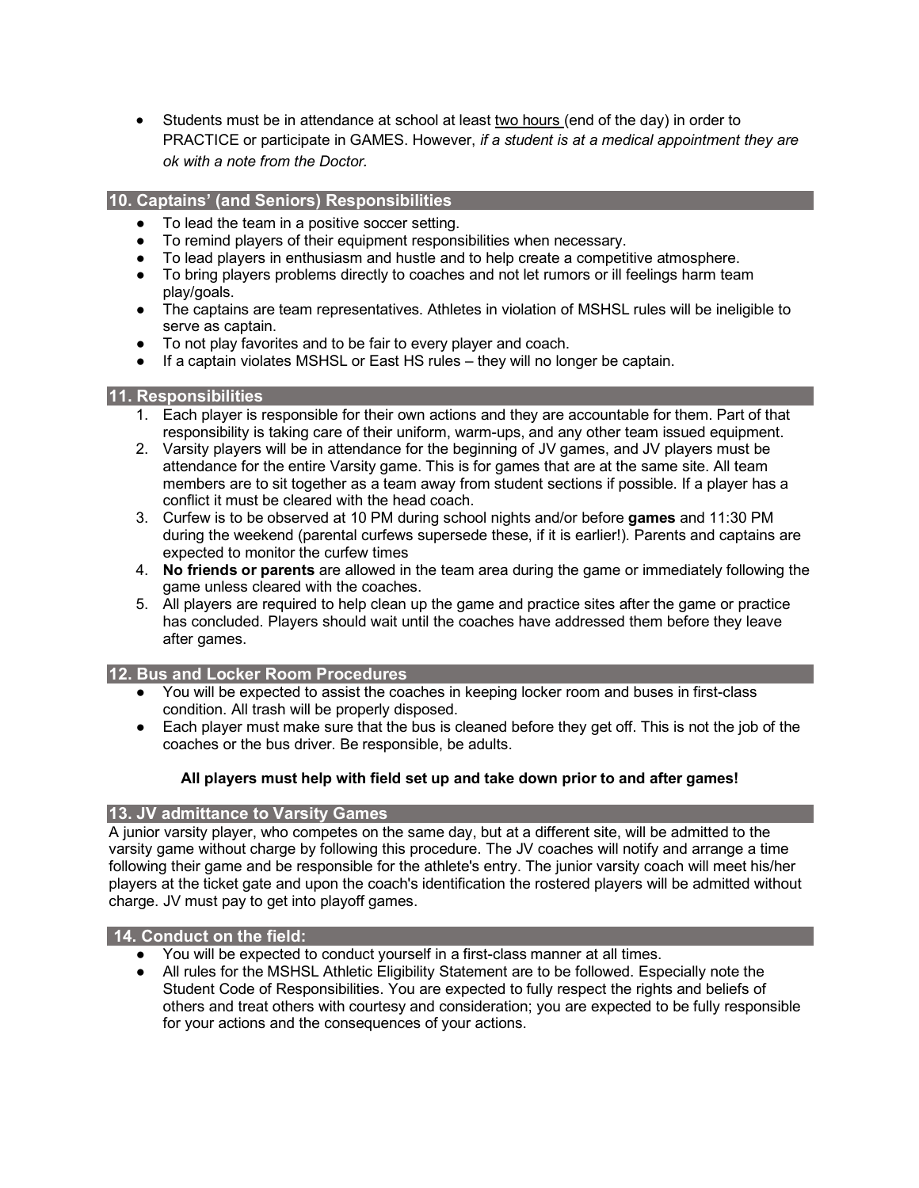- Students must be in attendance at school at least two hours (end of the day) in order to PRACTICE or participate in GAMES. However, *if a student is at a medical appointment they are ok with a note from the Doctor.*

## 10. Captains' (and Seniors) Responsibilities

- To lead the team in a positive soccer setting.
- To remind players of their equipment responsibilities when necessary.
- To lead players in enthusiasm and hustle and to help create a competitive atmosphere.
- To bring players problems directly to coaches and not let rumors or ill feelings harm team play/goals.
- The captains are team representatives. Athletes in violation of MSHSL rules will be ineligible to serve as captain.
- To not play favorites and to be fair to every player and coach.
- If a captain violates MSHSL or East HS rules – they will no longer be captain.

## 11. Responsibilities

1. Each player is responsible for their own actions and they are accountable for them. Part of that responsibility is taking care of their uniform, warm-ups, and any other team issued equipment.
2. Varsity players will be in attendance for the beginning of JV games, and JV players must be attendance for the entire Varsity game. This is for games that are at the same site. All team members are to sit together as a team away from student sections if possible. If a player has a conflict it must be cleared with the head coach.
3. Curfew is to be observed at 10 PM during school nights and/or before **games** and 11:30 PM during the weekend (parental curfews supersede these, if it is earlier!). Parents and captains are expected to monitor the curfew times
4. **No friends or parents** are allowed in the team area during the game or immediately following the game unless cleared with the coaches.
5. All players are required to help clean up the game and practice sites after the game or practice has concluded. Players should wait until the coaches have addressed them before they leave after games.

## 12. Bus and Locker Room Procedures

- You will be expected to assist the coaches in keeping locker room and buses in first-class condition. All trash will be properly disposed.
- Each player must make sure that the bus is cleaned before they get off. This is not the job of the coaches or the bus driver. Be responsible, be adults.

**All players must help with field set up and take down prior to and after games!**

## 13. JV admittance to Varsity Games

A junior varsity player, who competes on the same day, but at a different site, will be admitted to the varsity game without charge by following this procedure. The JV coaches will notify and arrange a time following their game and be responsible for the athlete's entry. The junior varsity coach will meet his/her players at the ticket gate and upon the coach's identification the rostered players will be admitted without charge. JV must pay to get into playoff games.

## 14. Conduct on the field:

- You will be expected to conduct yourself in a first-class manner at all times.
- All rules for the MSHSL Athletic Eligibility Statement are to be followed. Especially note the Student Code of Responsibilities. You are expected to fully respect the rights and beliefs of others and treat others with courtesy and consideration; you are expected to be fully responsible for your actions and the consequences of your actions.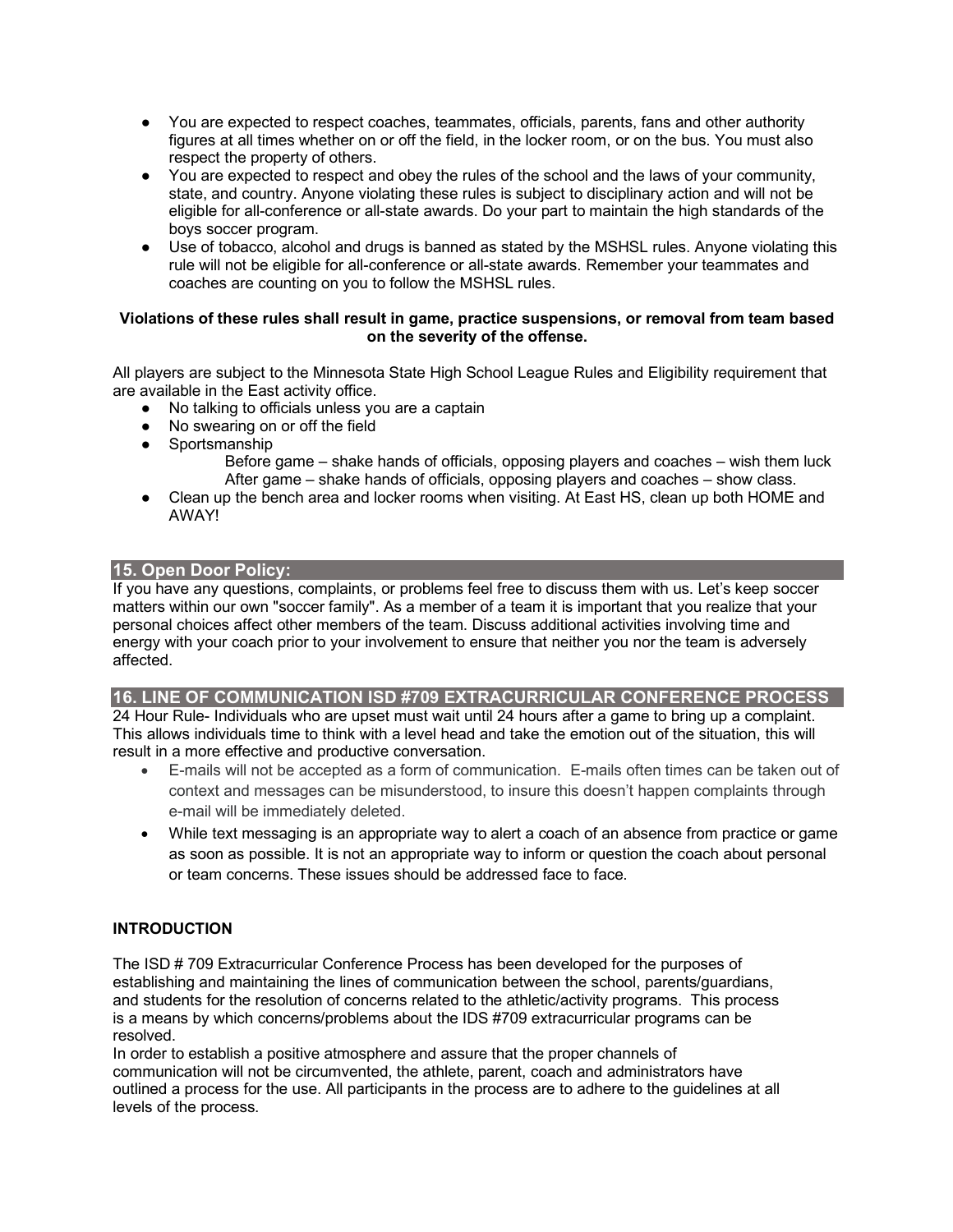- You are expected to respect coaches, teammates, officials, parents, fans and other authority figures at all times whether on or off the field, in the locker room, or on the bus. You must also respect the property of others.
- You are expected to respect and obey the rules of the school and the laws of your community, state, and country. Anyone violating these rules is subject to disciplinary action and will not be eligible for all-conference or all-state awards. Do your part to maintain the high standards of the boys soccer program.
- Use of tobacco, alcohol and drugs is banned as stated by the MSHSL rules. Anyone violating this rule will not be eligible for all-conference or all-state awards. Remember your teammates and coaches are counting on you to follow the MSHSL rules.

**Violations of these rules shall result in game, practice suspensions, or removal from team based on the severity of the offense.**

All players are subject to the Minnesota State High School League Rules and Eligibility requirement that are available in the East activity office.

- No talking to officials unless you are a captain
- No swearing on or off the field
- Sportsmanship
  - Before game – shake hands of officials, opposing players and coaches – wish them luck
  - After game – shake hands of officials, opposing players and coaches – show class.
- Clean up the bench area and locker rooms when visiting. At East HS, clean up both HOME and AWAY!

## 15. Open Door Policy:

If you have any questions, complaints, or problems feel free to discuss them with us. Let's keep soccer matters within our own "soccer family". As a member of a team it is important that you realize that your personal choices affect other members of the team. Discuss additional activities involving time and energy with your coach prior to your involvement to ensure that neither you nor the team is adversely affected.

## 16. LINE OF COMMUNICATION ISD #709 EXTRACURRICULAR CONFERENCE PROCESS

24 Hour Rule- Individuals who are upset must wait until 24 hours after a game to bring up a complaint. This allows individuals time to think with a level head and take the emotion out of the situation, this will result in a more effective and productive conversation.

- E-mails will not be accepted as a form of communication. E-mails often times can be taken out of context and messages can be misunderstood, to insure this doesn't happen complaints through e-mail will be immediately deleted.
- While text messaging is an appropriate way to alert a coach of an absence from practice or game as soon as possible. It is not an appropriate way to inform or question the coach about personal or team concerns. These issues should be addressed face to face.

### INTRODUCTION

The ISD # 709 Extracurricular Conference Process has been developed for the purposes of establishing and maintaining the lines of communication between the school, parents/guardians, and students for the resolution of concerns related to the athletic/activity programs. This process is a means by which concerns/problems about the IDS #709 extracurricular programs can be resolved.

In order to establish a positive atmosphere and assure that the proper channels of communication will not be circumvented, the athlete, parent, coach and administrators have outlined a process for the use. All participants in the process are to adhere to the guidelines at all levels of the process.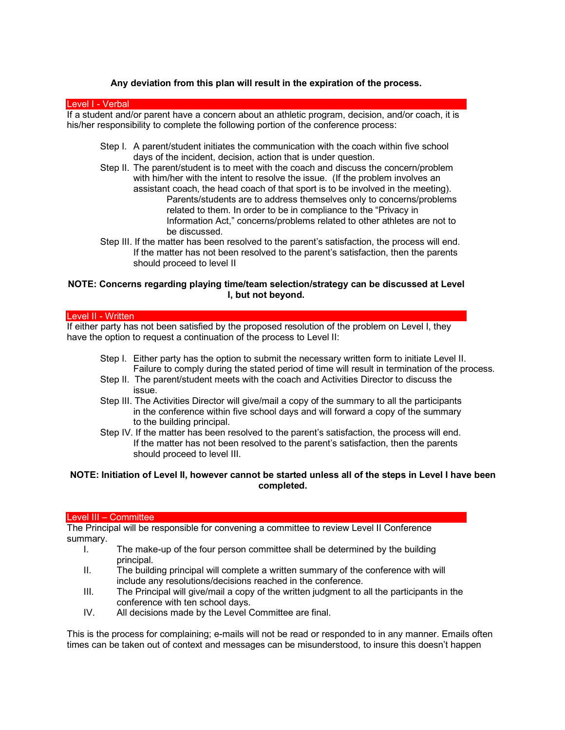**Any deviation from this plan will result in the expiration of the process.**

## Level I - Verbal

If a student and/or parent have a concern about an athletic program, decision, and/or coach, it is his/her responsibility to complete the following portion of the conference process:

- Step I. A parent/student initiates the communication with the coach within five school days of the incident, decision, action that is under question.
- Step II. The parent/student is to meet with the coach and discuss the concern/problem with him/her with the intent to resolve the issue. (If the problem involves an assistant coach, the head coach of that sport is to be involved in the meeting).
  - Parents/students are to address themselves only to concerns/problems related to them. In order to be in compliance to the "Privacy in Information Act," concerns/problems related to other athletes are not to be discussed.
- Step III. If the matter has been resolved to the parent's satisfaction, the process will end. If the matter has not been resolved to the parent's satisfaction, then the parents should proceed to level II

**NOTE: Concerns regarding playing time/team selection/strategy can be discussed at Level I, but not beyond.**

## Level II - Written

If either party has not been satisfied by the proposed resolution of the problem on Level I, they have the option to request a continuation of the process to Level II:

- Step I. Either party has the option to submit the necessary written form to initiate Level II. Failure to comply during the stated period of time will result in termination of the process.
- Step II. The parent/student meets with the coach and Activities Director to discuss the issue.
- Step III. The Activities Director will give/mail a copy of the summary to all the participants in the conference within five school days and will forward a copy of the summary to the building principal.
- Step IV. If the matter has been resolved to the parent's satisfaction, the process will end. If the matter has not been resolved to the parent's satisfaction, then the parents should proceed to level III.

**NOTE: Initiation of Level II, however cannot be started unless all of the steps in Level I have been completed.**

## Level III – Committee

The Principal will be responsible for convening a committee to review Level II Conference summary.

- I. The make-up of the four person committee shall be determined by the building principal.
- II. The building principal will complete a written summary of the conference with will include any resolutions/decisions reached in the conference.
- III. The Principal will give/mail a copy of the written judgment to all the participants in the conference with ten school days.
- IV. All decisions made by the Level Committee are final.

This is the process for complaining; e-mails will not be read or responded to in any manner. Emails often times can be taken out of context and messages can be misunderstood, to insure this doesn't happen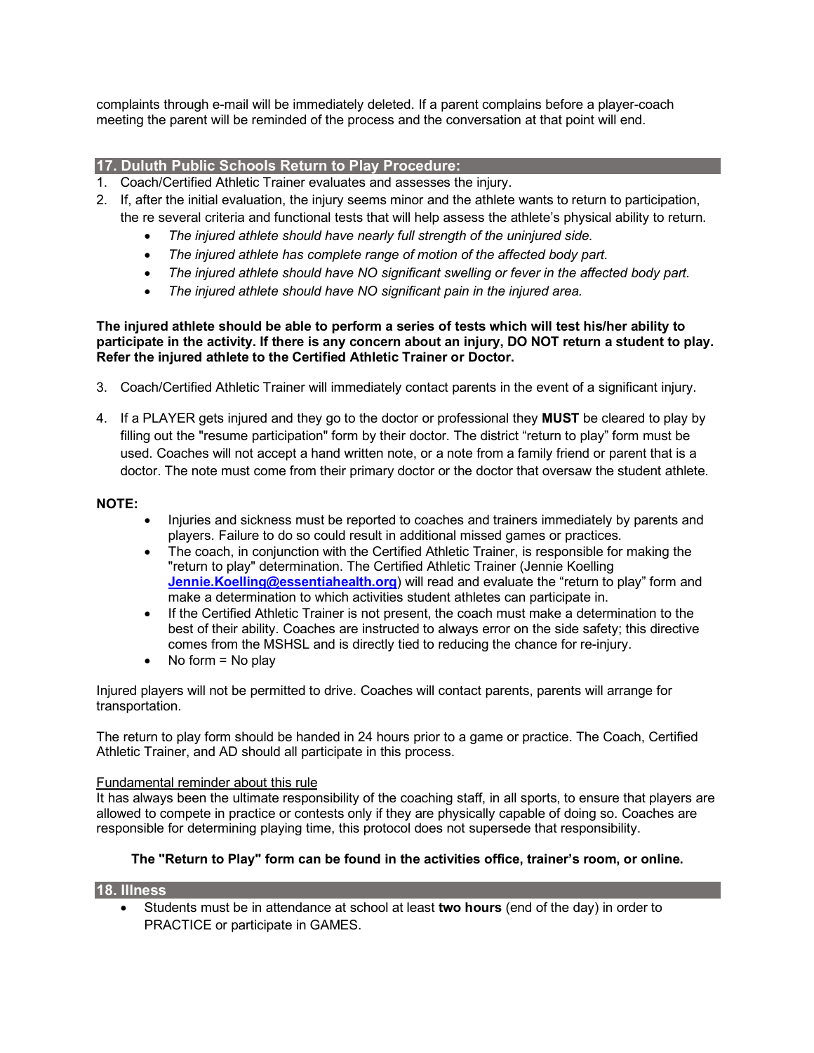complaints through e-mail will be immediately deleted. If a parent complains before a player-coach meeting the parent will be reminded of the process and the conversation at that point will end.

## 17. Duluth Public Schools Return to Play Procedure:

1. Coach/Certified Athletic Trainer evaluates and assesses the injury.
2. If, after the initial evaluation, the injury seems minor and the athlete wants to return to participation, the re several criteria and functional tests that will help assess the athlete's physical ability to return.
   - *The injured athlete should have nearly full strength of the uninjured side.*
   - *The injured athlete has complete range of motion of the affected body part.*
   - *The injured athlete should have NO significant swelling or fever in the affected body part.*
   - *The injured athlete should have NO significant pain in the injured area.*

**The injured athlete should be able to perform a series of tests which will test his/her ability to participate in the activity. If there is any concern about an injury, DO NOT return a student to play. Refer the injured athlete to the Certified Athletic Trainer or Doctor.**

3. Coach/Certified Athletic Trainer will immediately contact parents in the event of a significant injury.

4. If a PLAYER gets injured and they go to the doctor or professional they **MUST** be cleared to play by filling out the "resume participation" form by their doctor. The district "return to play" form must be used. Coaches will not accept a hand written note, or a note from a family friend or parent that is a doctor. The note must come from their primary doctor or the doctor that oversaw the student athlete.

**NOTE:**

- Injuries and sickness must be reported to coaches and trainers immediately by parents and players. Failure to do so could result in additional missed games or practices.
- The coach, in conjunction with the Certified Athletic Trainer, is responsible for making the "return to play" determination. The Certified Athletic Trainer (Jennie Koelling **Jennie.Koelling@essentiahealth.org**) will read and evaluate the "return to play" form and make a determination to which activities student athletes can participate in.
- If the Certified Athletic Trainer is not present, the coach must make a determination to the best of their ability. Coaches are instructed to always error on the side safety; this directive comes from the MSHSL and is directly tied to reducing the chance for re-injury.
- No form = No play

Injured players will not be permitted to drive. Coaches will contact parents, parents will arrange for transportation.

The return to play form should be handed in 24 hours prior to a game or practice. The Coach, Certified Athletic Trainer, and AD should all participate in this process.

Fundamental reminder about this rule

It has always been the ultimate responsibility of the coaching staff, in all sports, to ensure that players are allowed to compete in practice or contests only if they are physically capable of doing so. Coaches are responsible for determining playing time, this protocol does not supersede that responsibility.

**The "Return to Play" form can be found in the activities office, trainer's room, or online.**

## 18. Illness

- Students must be in attendance at school at least **two hours** (end of the day) in order to PRACTICE or participate in GAMES.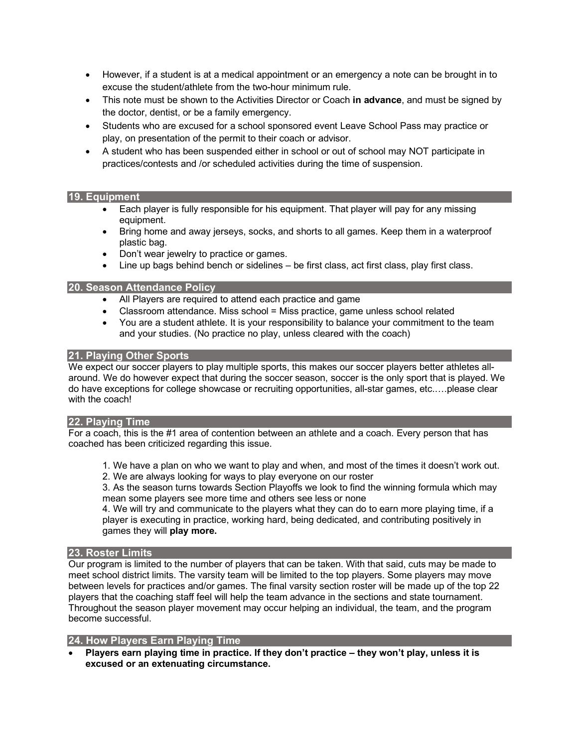- However, if a student is at a medical appointment or an emergency a note can be brought in to excuse the student/athlete from the two-hour minimum rule.
- This note must be shown to the Activities Director or Coach **in advance**, and must be signed by the doctor, dentist, or be a family emergency.
- Students who are excused for a school sponsored event Leave School Pass may practice or play, on presentation of the permit to their coach or advisor.
- A student who has been suspended either in school or out of school may NOT participate in practices/contests and /or scheduled activities during the time of suspension.

## 19. Equipment

- Each player is fully responsible for his equipment. That player will pay for any missing equipment.
- Bring home and away jerseys, socks, and shorts to all games. Keep them in a waterproof plastic bag.
- Don't wear jewelry to practice or games.
- Line up bags behind bench or sidelines – be first class, act first class, play first class.

## 20. Season Attendance Policy

- All Players are required to attend each practice and game
- Classroom attendance. Miss school = Miss practice, game unless school related
- You are a student athlete. It is your responsibility to balance your commitment to the team and your studies. (No practice no play, unless cleared with the coach)

## 21. Playing Other Sports

We expect our soccer players to play multiple sports, this makes our soccer players better athletes all-around. We do however expect that during the soccer season, soccer is the only sport that is played. We do have exceptions for college showcase or recruiting opportunities, all-star games, etc.….please clear with the coach!

## 22. Playing Time

For a coach, this is the #1 area of contention between an athlete and a coach. Every person that has coached has been criticized regarding this issue.

1. We have a plan on who we want to play and when, and most of the times it doesn't work out.
2. We are always looking for ways to play everyone on our roster
3. As the season turns towards Section Playoffs we look to find the winning formula which may mean some players see more time and others see less or none
4. We will try and communicate to the players what they can do to earn more playing time, if a player is executing in practice, working hard, being dedicated, and contributing positively in games they will **play more.**

## 23. Roster Limits

Our program is limited to the number of players that can be taken. With that said, cuts may be made to meet school district limits. The varsity team will be limited to the top players. Some players may move between levels for practices and/or games. The final varsity section roster will be made up of the top 22 players that the coaching staff feel will help the team advance in the sections and state tournament. Throughout the season player movement may occur helping an individual, the team, and the program become successful.

## 24. How Players Earn Playing Time

- **Players earn playing time in practice. If they don't practice – they won't play, unless it is excused or an extenuating circumstance.**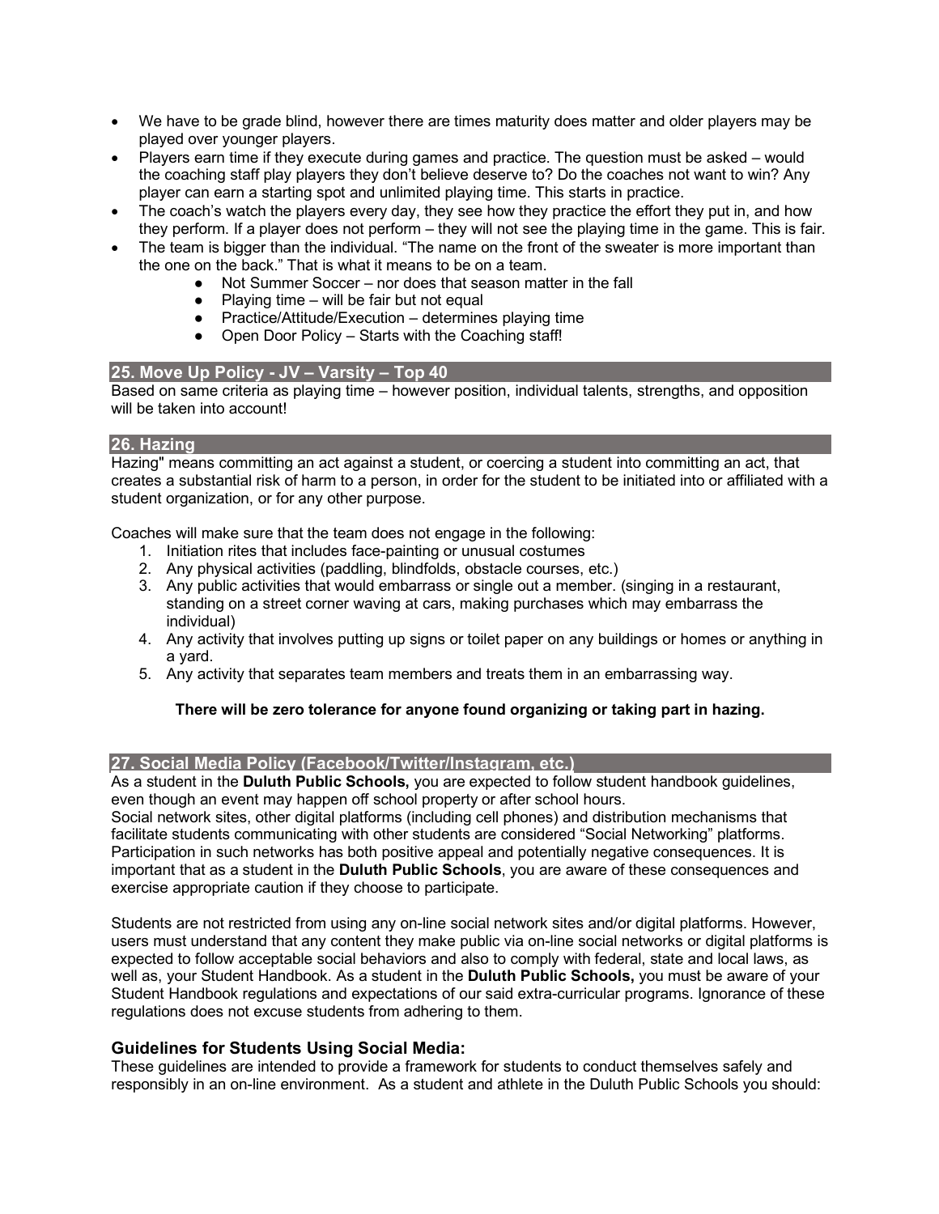- We have to be grade blind, however there are times maturity does matter and older players may be played over younger players.
- Players earn time if they execute during games and practice. The question must be asked – would the coaching staff play players they don't believe deserve to? Do the coaches not want to win? Any player can earn a starting spot and unlimited playing time. This starts in practice.
- The coach's watch the players every day, they see how they practice the effort they put in, and how they perform. If a player does not perform – they will not see the playing time in the game. This is fair.
- The team is bigger than the individual. "The name on the front of the sweater is more important than the one on the back." That is what it means to be on a team.
    - Not Summer Soccer – nor does that season matter in the fall
    - Playing time – will be fair but not equal
    - Practice/Attitude/Execution – determines playing time
    - Open Door Policy – Starts with the Coaching staff!

## 25. Move Up Policy - JV – Varsity – Top 40

Based on same criteria as playing time – however position, individual talents, strengths, and opposition will be taken into account!

## 26. Hazing

Hazing" means committing an act against a student, or coercing a student into committing an act, that creates a substantial risk of harm to a person, in order for the student to be initiated into or affiliated with a student organization, or for any other purpose.

Coaches will make sure that the team does not engage in the following:

1. Initiation rites that includes face-painting or unusual costumes
2. Any physical activities (paddling, blindfolds, obstacle courses, etc.)
3. Any public activities that would embarrass or single out a member. (singing in a restaurant, standing on a street corner waving at cars, making purchases which may embarrass the individual)
4. Any activity that involves putting up signs or toilet paper on any buildings or homes or anything in a yard.
5. Any activity that separates team members and treats them in an embarrassing way.

**There will be zero tolerance for anyone found organizing or taking part in hazing.**

## 27. Social Media Policy (Facebook/Twitter/Instagram, etc.)

As a student in the **Duluth Public Schools,** you are expected to follow student handbook guidelines, even though an event may happen off school property or after school hours.
Social network sites, other digital platforms (including cell phones) and distribution mechanisms that facilitate students communicating with other students are considered "Social Networking" platforms. Participation in such networks has both positive appeal and potentially negative consequences. It is important that as a student in the **Duluth Public Schools**, you are aware of these consequences and exercise appropriate caution if they choose to participate.

Students are not restricted from using any on-line social network sites and/or digital platforms. However, users must understand that any content they make public via on-line social networks or digital platforms is expected to follow acceptable social behaviors and also to comply with federal, state and local laws, as well as, your Student Handbook. As a student in the **Duluth Public Schools,** you must be aware of your Student Handbook regulations and expectations of our said extra-curricular programs. Ignorance of these regulations does not excuse students from adhering to them.

### Guidelines for Students Using Social Media:

These guidelines are intended to provide a framework for students to conduct themselves safely and responsibly in an on-line environment. As a student and athlete in the Duluth Public Schools you should: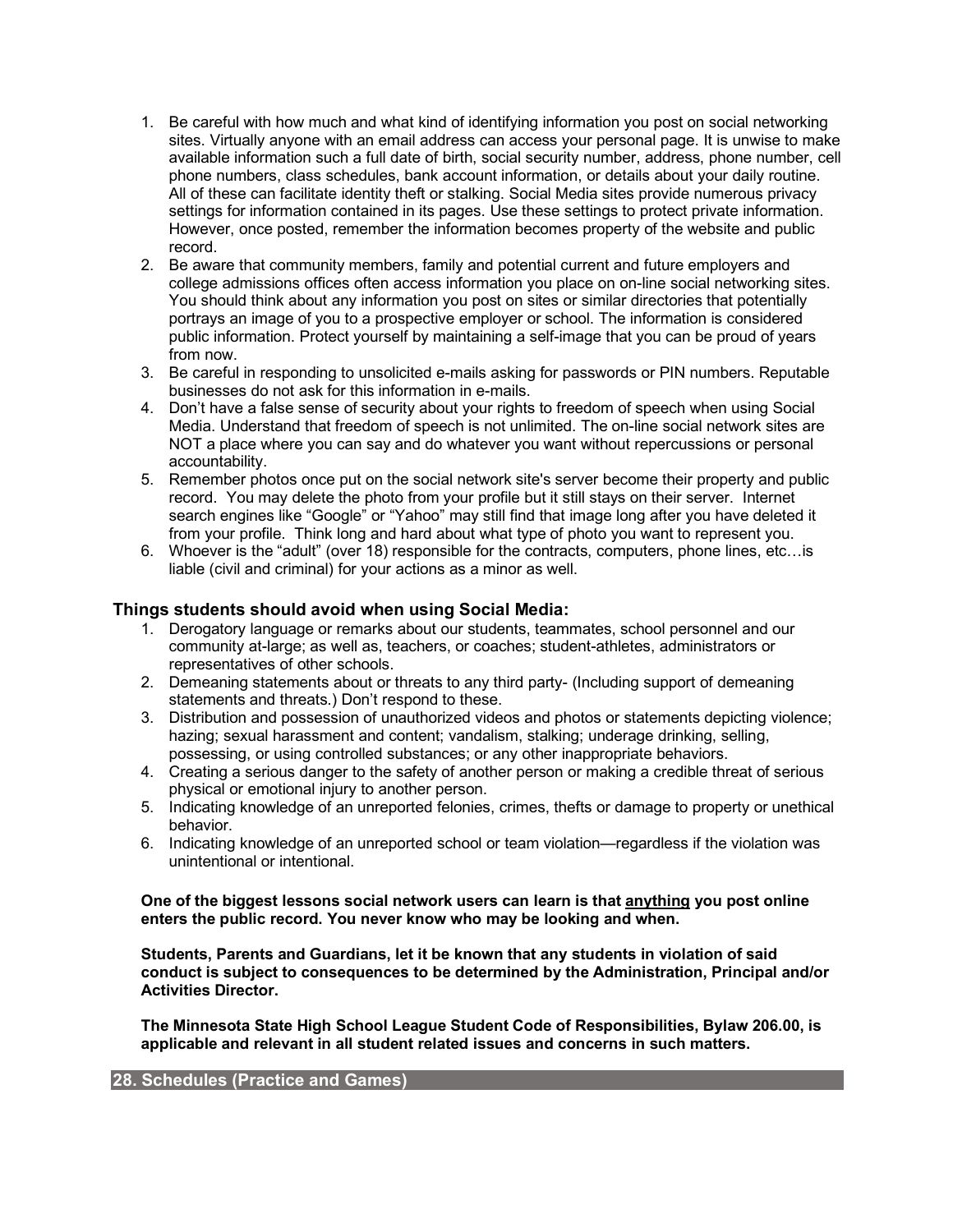1. Be careful with how much and what kind of identifying information you post on social networking sites. Virtually anyone with an email address can access your personal page. It is unwise to make available information such a full date of birth, social security number, address, phone number, cell phone numbers, class schedules, bank account information, or details about your daily routine. All of these can facilitate identity theft or stalking. Social Media sites provide numerous privacy settings for information contained in its pages. Use these settings to protect private information. However, once posted, remember the information becomes property of the website and public record.
2. Be aware that community members, family and potential current and future employers and college admissions offices often access information you place on on-line social networking sites. You should think about any information you post on sites or similar directories that potentially portrays an image of you to a prospective employer or school. The information is considered public information. Protect yourself by maintaining a self-image that you can be proud of years from now.
3. Be careful in responding to unsolicited e-mails asking for passwords or PIN numbers. Reputable businesses do not ask for this information in e-mails.
4. Don't have a false sense of security about your rights to freedom of speech when using Social Media. Understand that freedom of speech is not unlimited. The on-line social network sites are NOT a place where you can say and do whatever you want without repercussions or personal accountability.
5. Remember photos once put on the social network site's server become their property and public record. You may delete the photo from your profile but it still stays on their server. Internet search engines like "Google" or "Yahoo" may still find that image long after you have deleted it from your profile. Think long and hard about what type of photo you want to represent you.
6. Whoever is the "adult" (over 18) responsible for the contracts, computers, phone lines, etc…is liable (civil and criminal) for your actions as a minor as well.

### Things students should avoid when using Social Media:

1. Derogatory language or remarks about our students, teammates, school personnel and our community at-large; as well as, teachers, or coaches; student-athletes, administrators or representatives of other schools.
2. Demeaning statements about or threats to any third party- (Including support of demeaning statements and threats.) Don't respond to these.
3. Distribution and possession of unauthorized videos and photos or statements depicting violence; hazing; sexual harassment and content; vandalism, stalking; underage drinking, selling, possessing, or using controlled substances; or any other inappropriate behaviors.
4. Creating a serious danger to the safety of another person or making a credible threat of serious physical or emotional injury to another person.
5. Indicating knowledge of an unreported felonies, crimes, thefts or damage to property or unethical behavior.
6. Indicating knowledge of an unreported school or team violation—regardless if the violation was unintentional or intentional.

**One of the biggest lessons social network users can learn is that <u>anything</u> you post online enters the public record. You never know who may be looking and when.**

**Students, Parents and Guardians, let it be known that any students in violation of said conduct is subject to consequences to be determined by the Administration, Principal and/or Activities Director.**

**The Minnesota State High School League Student Code of Responsibilities, Bylaw 206.00, is applicable and relevant in all student related issues and concerns in such matters.**

## 28. Schedules (Practice and Games)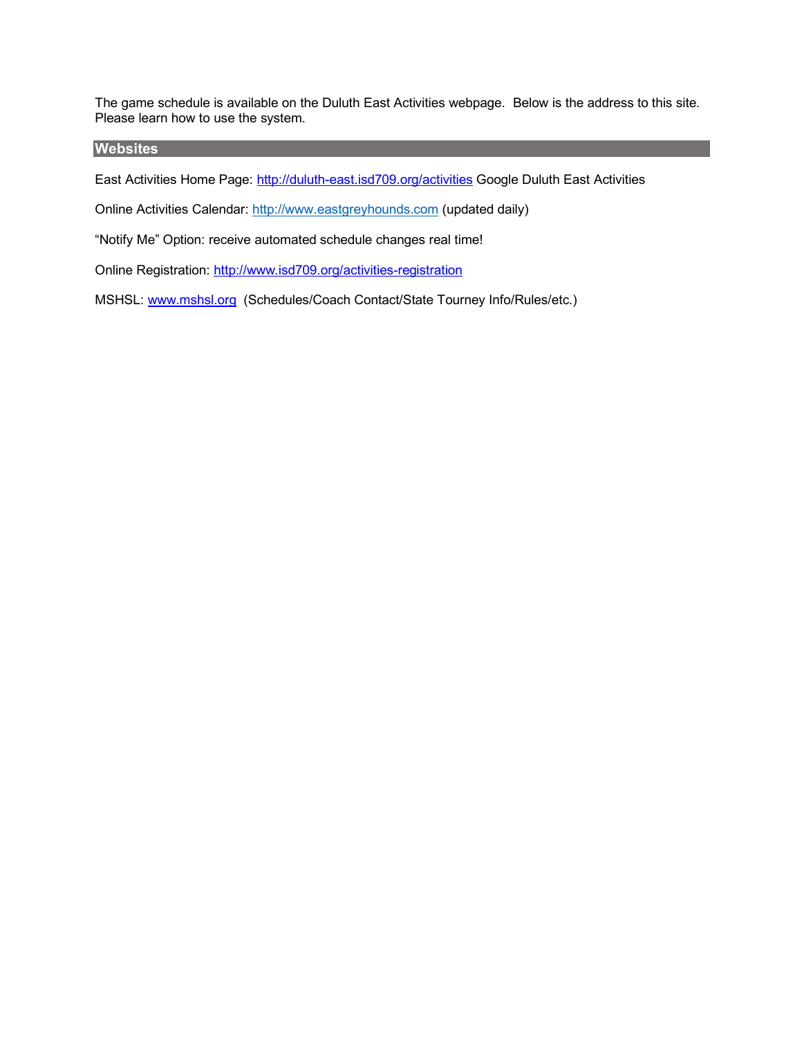The game schedule is available on the Duluth East Activities webpage. Below is the address to this site. Please learn how to use the system.

## Websites

East Activities Home Page: http://duluth-east.isd709.org/activities Google Duluth East Activities

Online Activities Calendar: http://www.eastgreyhounds.com (updated daily)

"Notify Me" Option: receive automated schedule changes real time!

Online Registration: http://www.isd709.org/activities-registration

MSHSL: www.mshsl.org (Schedules/Coach Contact/State Tourney Info/Rules/etc.)